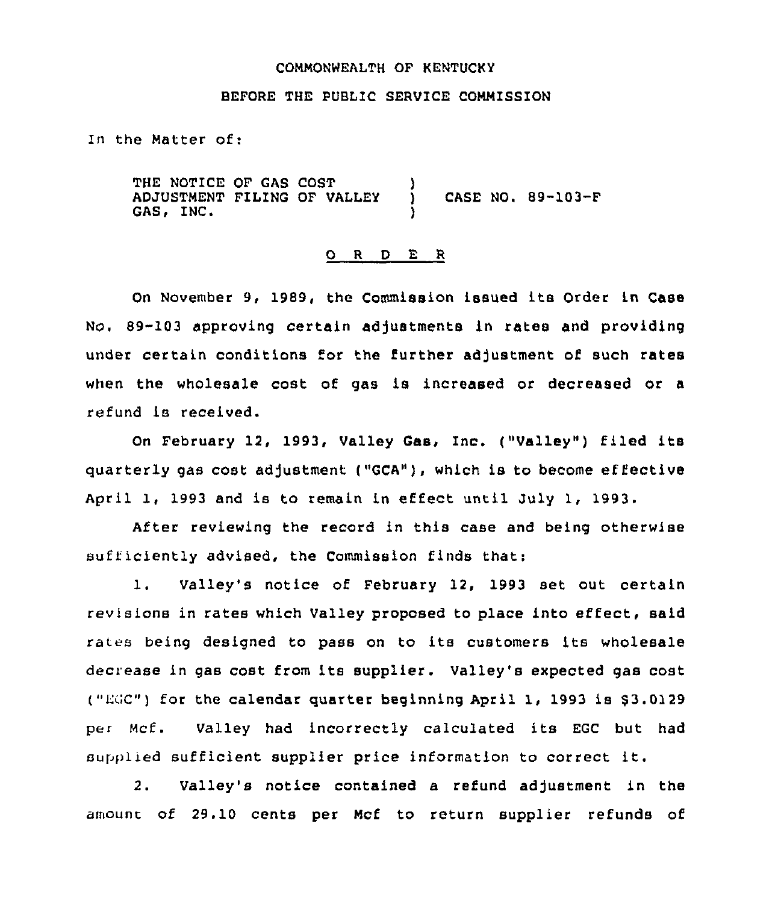COMMONWEALTH OF KENTUCKY

BEFORE THE PUBLIC SERVICE COMMISSION

In the Matter of:

| | | |
|---|---|---|
| THE NOTICE OF GAS COST ADJUSTMENT FILING OF VALLEY GAS, INC. | ) ) ) | CASE NO. 89-103-F |

O R D E R

On November 9, 1989, the Commission issued its Order in Case No. 89-103 approving certain adjustments in rates and providing under certain conditions for the further adjustment of such rates when the wholesale cost of gas is increased or decreased or a refund is received.

On February 12, 1993, Valley Gas, Inc. ("Valley") filed its quarterly gas cost adjustment ("GCA"), which is to become effective April 1, 1993 and is to remain in effect until July 1, 1993.

After reviewing the record in this case and being otherwise sufficiently advised, the Commission finds that:

1. Valley's notice of February 12, 1993 set out certain revisions in rates which Valley proposed to place into effect, said rates being designed to pass on to its customers its wholesale decrease in gas cost from its supplier. Valley's expected gas cost ("EGC") for the calendar quarter beginning April 1, 1993 is $3.0129 per Mcf. Valley had incorrectly calculated its EGC but had supplied sufficient supplier price information to correct it.

2. Valley's notice contained a refund adjustment in the amount of 29.10 cents per Mcf to return supplier refunds of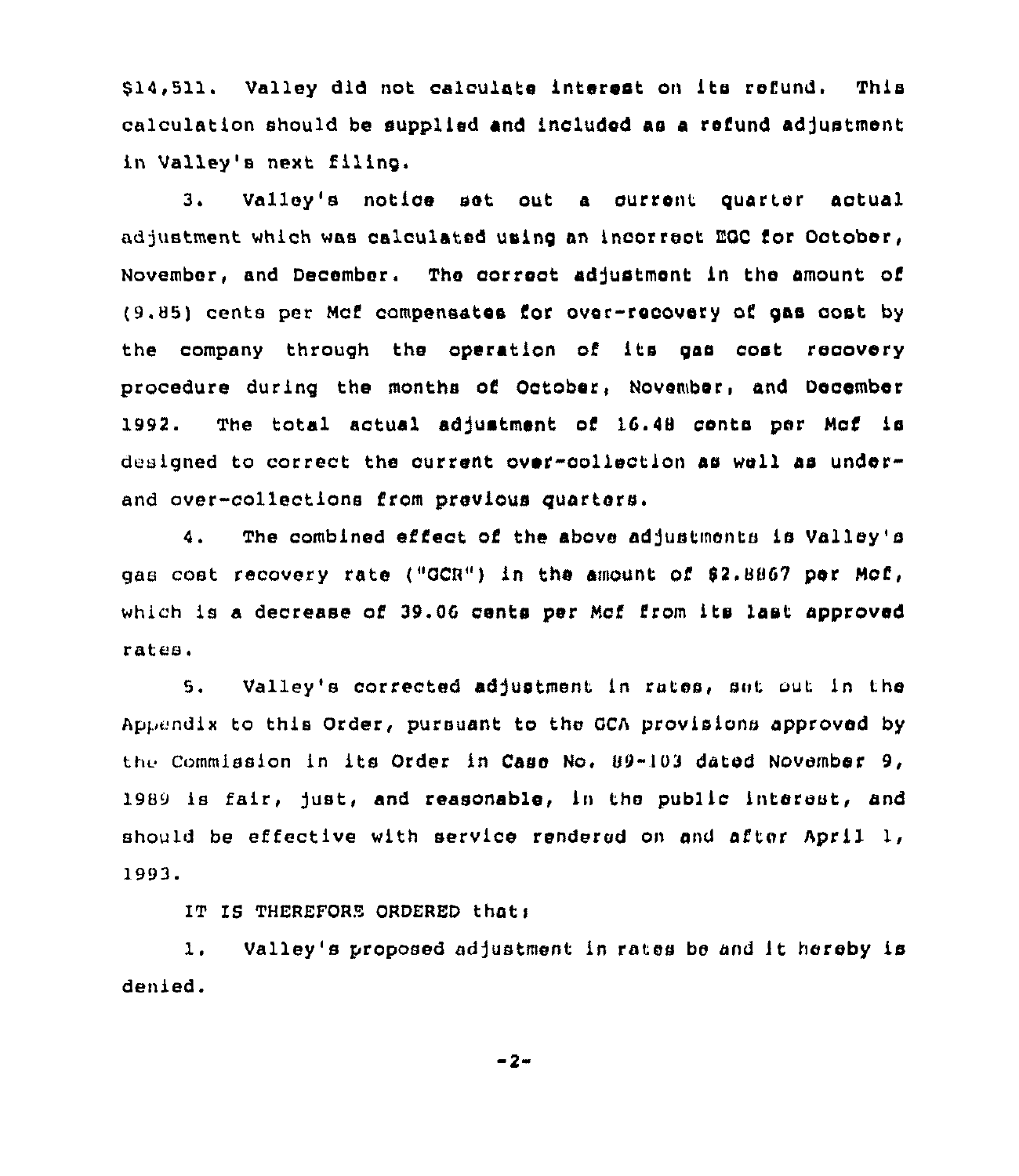$14,511. Valley did not calculate interest on its refund. This calculation should be supplied and included as a refund adjustment in Valley's next filing.

3. Valley's notice set out a current quarter actual adjustment which was calculated using an incorrect EGC for October, November, and December. The correct adjustment in the amount of (9.85) cents per Mcf compensates for over-recovery of gas cost by the company through the operation of its gas cost recovery procedure during the months of October, November, and December 1992. The total actual adjustment of 16.48 cents per Mcf is designed to correct the current over-collection as well as under- and over-collections from previous quarters.

4. The combined effect of the above adjustments is Valley's gas cost recovery rate ("GCR") in the amount of $2.8867 per Mcf, which is a decrease of 39.06 cents per Mcf from its last approved rates.

5. Valley's corrected adjustment in rates, set out in the Appendix to this Order, pursuant to the GCA provisions approved by the Commission in its Order in Case No. 89-103 dated November 9, 1989 is fair, just, and reasonable, in the public interest, and should be effective with service rendered on and after April 1, 1993.

IT IS THEREFORE ORDERED that:

1. Valley's proposed adjustment in rates be and it hereby is denied.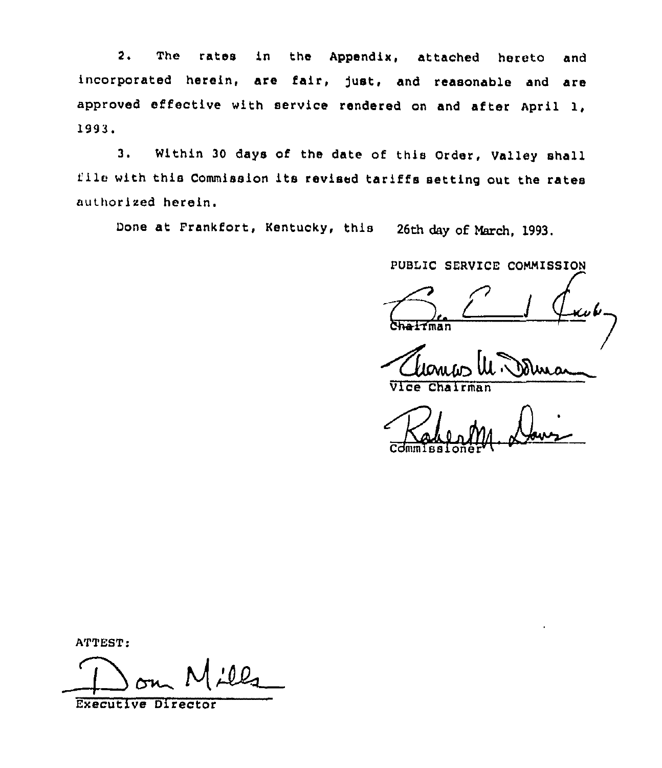2. The rates in the Appendix, attached hereto and incorporated herein, are fair, just, and reasonable and are approved effective with service rendered on and after April 1, 1993.

3. Within 30 days of the date of this Order, Valley shall file with this Commission its revised tariffs setting out the rates authorized herein.

Done at Frankfort, Kentucky, this 26th day of March, 1993.

PUBLIC SERVICE COMMISSION

Chairman

Vice Chairman

Commissioner

ATTEST:

Executive Director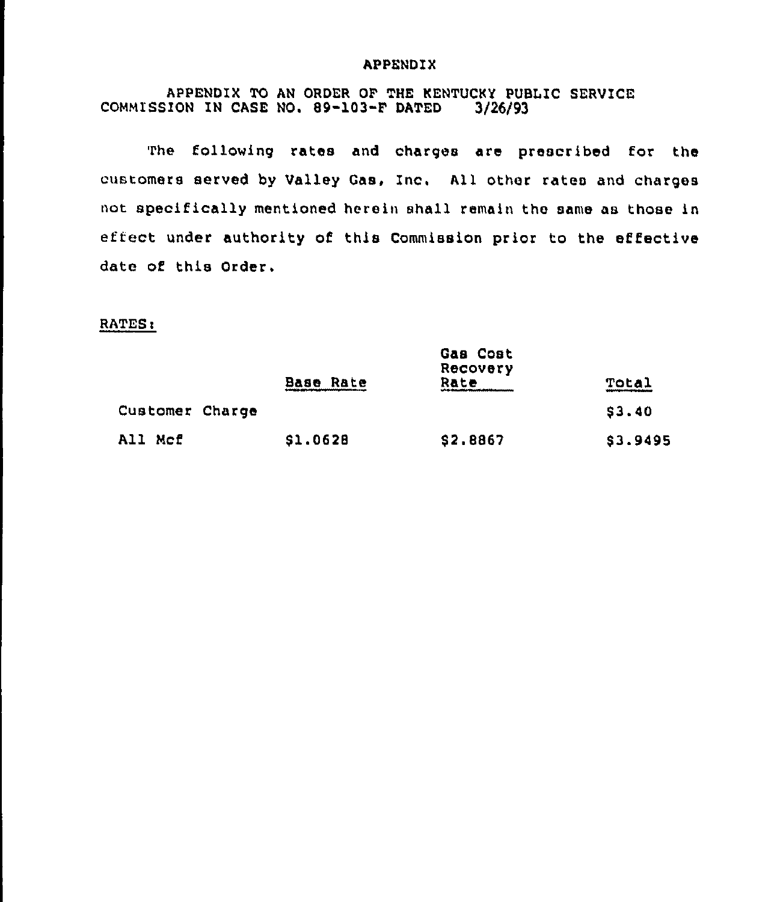# APPENDIX

APPENDIX TO AN ORDER OF THE KENTUCKY PUBLIC SERVICE COMMISSION IN CASE NO. 89-103-F DATED 3/26/93

The following rates and charges are prescribed for the customers served by Valley Gas, Inc. All other rates and charges not specifically mentioned herein shall remain the same as those in effect under authority of this Commission prior to the effective date of this Order.

RATES:

| | Base Rate | Gas Cost Recovery Rate | Total |
|---|---|---|---|
| Customer Charge | | | $3.40 |
| All Mcf | $1.0628 | $2.8867 | $3.9495 |